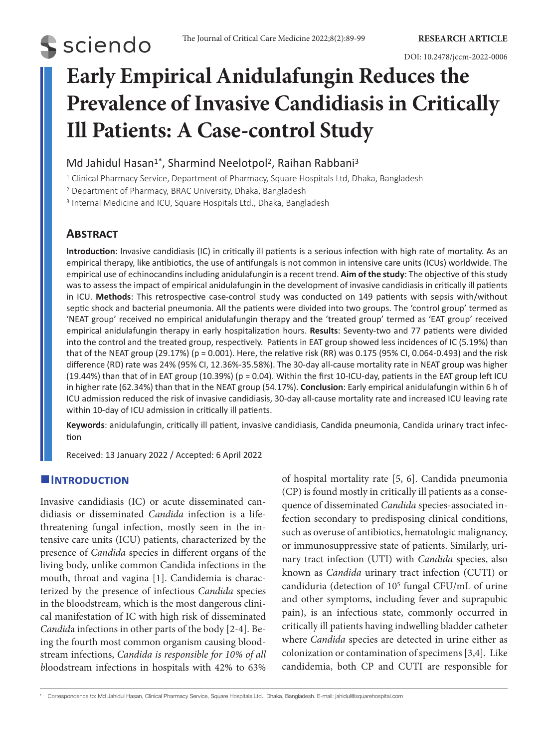RESEARCH ARTICLE

DOI: 10.2478/jccm-2022-0006

# Early Empirical Anidulafungin Reduces the Prevalence of Invasive Candidiasis in Critically Ill Patients: A Case-control Study

Md Jahidul Hasan[1*], Sharmind Neelotpol[2], Raihan Rabbani[3]

[1] Clinical Pharmacy Service, Department of Pharmacy, Square Hospitals Ltd, Dhaka, Bangladesh

[2] Department of Pharmacy, BRAC University, Dhaka, Bangladesh

[3] Internal Medicine and ICU, Square Hospitals Ltd., Dhaka, Bangladesh

## Abstract

**Introduction**: Invasive candidiasis (IC) in critically ill patients is a serious infection with high rate of mortality. As an empirical therapy, like antibiotics, the use of antifungals is not common in intensive care units (ICUs) worldwide. The empirical use of echinocandins including anidulafungin is a recent trend. **Aim of the study**: The objective of this study was to assess the impact of empirical anidulafungin in the development of invasive candidiasis in critically ill patients in ICU. **Methods**: This retrospective case-control study was conducted on 149 patients with sepsis with/without septic shock and bacterial pneumonia. All the patients were divided into two groups. The 'control group' termed as 'NEAT group' received no empirical anidulafungin therapy and the 'treated group' termed as 'EAT group' received empirical anidulafungin therapy in early hospitalization hours. **Results**: Seventy-two and 77 patients were divided into the control and the treated group, respectively. Patients in EAT group showed less incidences of IC (5.19%) than that of the NEAT group (29.17%) ($p = 0.001$). Here, the relative risk (RR) was 0.175 (95% CI, 0.064-0.493) and the risk difference (RD) rate was 24% (95% CI, 12.36%-35.58%). The 30-day all-cause mortality rate in NEAT group was higher (19.44%) than that of in EAT group (10.39%) ($p = 0.04$). Within the first 10-ICU-day, patients in the EAT group left ICU in higher rate (62.34%) than that in the NEAT group (54.17%). **Conclusion**: Early empirical anidulafungin within 6 h of ICU admission reduced the risk of invasive candidiasis, 30-day all-cause mortality rate and increased ICU leaving rate within 10-day of ICU admission in critically ill patients.

**Keywords**: anidulafungin, critically ill patient, invasive candidiasis, Candida pneumonia, Candida urinary tract infection

Received: 13 January 2022 / Accepted: 6 April 2022

## Introduction

Invasive candidiasis (IC) or acute disseminated candidiasis or disseminated *Candida* infection is a life-threatening fungal infection, mostly seen in the intensive care units (ICU) patients, characterized by the presence of *Candida* species in different organs of the living body, unlike common Candida infections in the mouth, throat and vagina [1]. Candidemia is characterized by the presence of infectious *Candida* species in the bloodstream, which is the most dangerous clinical manifestation of IC with high risk of disseminated *Candida* infections in other parts of the body [2-4]. Being the fourth most common organism causing bloodstream infections, *Candida is responsible for 10% of all b*loodstream infections in hospitals with 42% to 63% of hospital mortality rate [5, 6]. Candida pneumonia (CP) is found mostly in critically ill patients as a consequence of disseminated *Candida* species-associated infection secondary to predisposing clinical conditions, such as overuse of antibiotics, hematologic malignancy, or immunosuppressive state of patients. Similarly, urinary tract infection (UTI) with *Candida* species, also known as *Candida* urinary tract infection (CUTI) or candiduria (detection of $10^5$ fungal CFU/mL of urine and other symptoms, including fever and suprapubic pain), is an infectious state, commonly occurred in critically ill patients having indwelling bladder catheter where *Candida* species are detected in urine either as colonization or contamination of specimens [3,4]. Like candidemia, both CP and CUTI are responsible for

* Correspondence to: Md Jahidul Hasan, Clinical Pharmacy Service, Square Hospitals Ltd., Dhaka, Bangladesh. E-mail: jahidul@squarehospital.com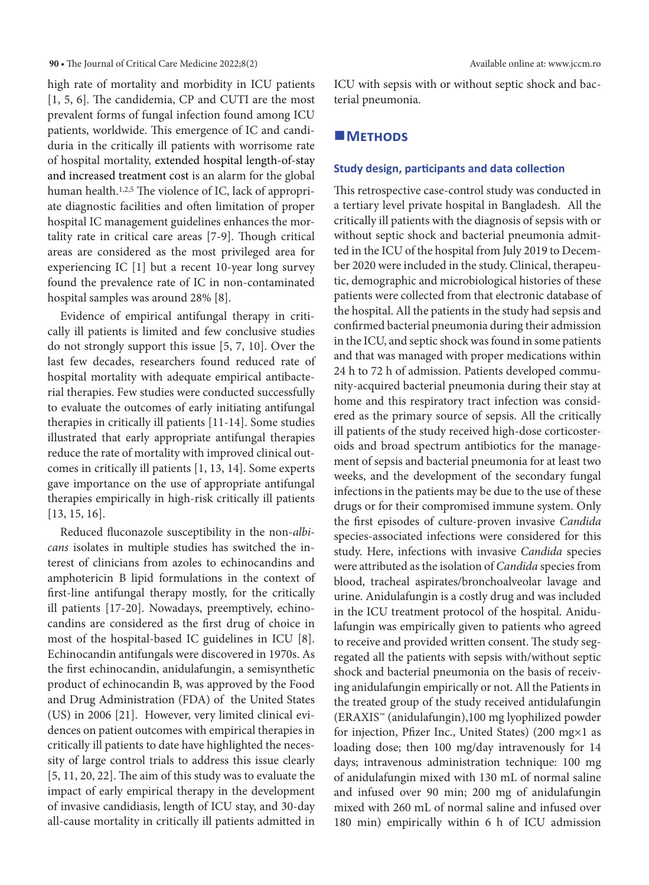high rate of mortality and morbidity in ICU patients [1, 5, 6]. The candidemia, CP and CUTI are the most prevalent forms of fungal infection found among ICU patients, worldwide. This emergence of IC and candiduria in the critically ill patients with worrisome rate of hospital mortality, extended hospital length-of-stay and increased treatment cost is an alarm for the global human health.[1,2,5] The violence of IC, lack of appropriate diagnostic facilities and often limitation of proper hospital IC management guidelines enhances the mortality rate in critical care areas [7-9]. Though critical areas are considered as the most privileged area for experiencing IC [1] but a recent 10-year long survey found the prevalence rate of IC in non-contaminated hospital samples was around 28% [8].

Evidence of empirical antifungal therapy in critically ill patients is limited and few conclusive studies do not strongly support this issue [5, 7, 10]. Over the last few decades, researchers found reduced rate of hospital mortality with adequate empirical antibacterial therapies. Few studies were conducted successfully to evaluate the outcomes of early initiating antifungal therapies in critically ill patients [11-14]. Some studies illustrated that early appropriate antifungal therapies reduce the rate of mortality with improved clinical outcomes in critically ill patients [1, 13, 14]. Some experts gave importance on the use of appropriate antifungal therapies empirically in high-risk critically ill patients [13, 15, 16].

Reduced fluconazole susceptibility in the non-*albicans* isolates in multiple studies has switched the interest of clinicians from azoles to echinocandins and amphotericin B lipid formulations in the context of first-line antifungal therapy mostly, for the critically ill patients [17-20]. Nowadays, preemptively, echinocandins are considered as the first drug of choice in most of the hospital-based IC guidelines in ICU [8]. Echinocandin antifungals were discovered in 1970s. As the first echinocandin, anidulafungin, a semisynthetic product of echinocandin B, was approved by the Food and Drug Administration (FDA) of the United States (US) in 2006 [21]. However, very limited clinical evidences on patient outcomes with empirical therapies in critically ill patients to date have highlighted the necessity of large control trials to address this issue clearly [5, 11, 20, 22]. The aim of this study was to evaluate the impact of early empirical therapy in the development of invasive candidiasis, length of ICU stay, and 30-day all-cause mortality in critically ill patients admitted in ICU with sepsis with or without septic shock and bacterial pneumonia.

## Methods

### Study design, participants and data collection

This retrospective case-control study was conducted in a tertiary level private hospital in Bangladesh. All the critically ill patients with the diagnosis of sepsis with or without septic shock and bacterial pneumonia admitted in the ICU of the hospital from July 2019 to December 2020 were included in the study. Clinical, therapeutic, demographic and microbiological histories of these patients were collected from that electronic database of the hospital. All the patients in the study had sepsis and confirmed bacterial pneumonia during their admission in the ICU, and septic shock was found in some patients and that was managed with proper medications within 24 h to 72 h of admission. Patients developed community-acquired bacterial pneumonia during their stay at home and this respiratory tract infection was considered as the primary source of sepsis. All the critically ill patients of the study received high-dose corticosteroids and broad spectrum antibiotics for the management of sepsis and bacterial pneumonia for at least two weeks, and the development of the secondary fungal infections in the patients may be due to the use of these drugs or for their compromised immune system. Only the first episodes of culture-proven invasive *Candida* species-associated infections were considered for this study. Here, infections with invasive *Candida* species were attributed as the isolation of *Candida* species from blood, tracheal aspirates/bronchoalveolar lavage and urine. Anidulafungin is a costly drug and was included in the ICU treatment protocol of the hospital. Anidulafungin was empirically given to patients who agreed to receive and provided written consent. The study segregated all the patients with sepsis with/without septic shock and bacterial pneumonia on the basis of receiving anidulafungin empirically or not. All the Patients in the treated group of the study received antidulafungin (ERAXIS™ (anidulafungin),100 mg lyophilized powder for injection, Pfizer Inc., United States) (200 mg×1 as loading dose; then 100 mg/day intravenously for 14 days; intravenous administration technique: 100 mg of anidulafungin mixed with 130 mL of normal saline and infused over 90 min; 200 mg of anidulafungin mixed with 260 mL of normal saline and infused over 180 min) empirically within 6 h of ICU admission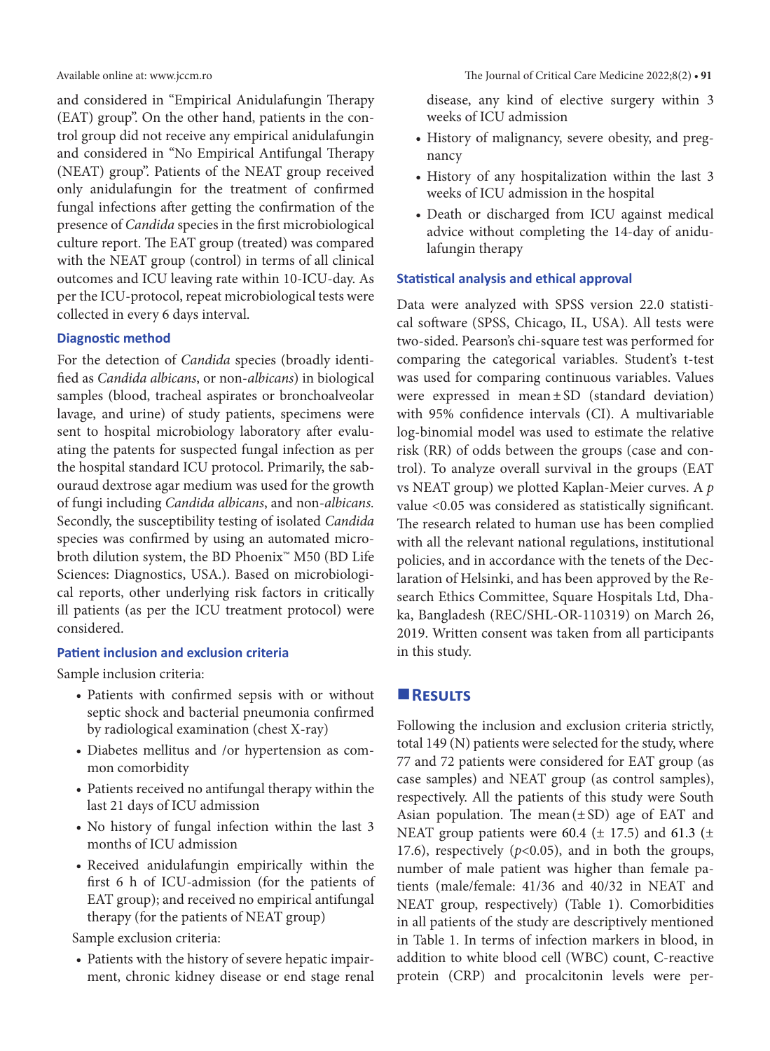and considered in "Empirical Anidulafungin Therapy (EAT) group". On the other hand, patients in the control group did not receive any empirical anidulafungin and considered in "No Empirical Antifungal Therapy (NEAT) group". Patients of the NEAT group received only anidulafungin for the treatment of confirmed fungal infections after getting the confirmation of the presence of *Candida* species in the first microbiological culture report. The EAT group (treated) was compared with the NEAT group (control) in terms of all clinical outcomes and ICU leaving rate within 10-ICU-day. As per the ICU-protocol, repeat microbiological tests were collected in every 6 days interval.

### Diagnostic method

For the detection of *Candida* species (broadly identified as *Candida albicans*, or non-*albicans*) in biological samples (blood, tracheal aspirates or bronchoalveolar lavage, and urine) of study patients, specimens were sent to hospital microbiology laboratory after evaluating the patents for suspected fungal infection as per the hospital standard ICU protocol. Primarily, the sabouraud dextrose agar medium was used for the growth of fungi including *Candida albicans*, and non-*albicans.* Secondly, the susceptibility testing of isolated *Candida* species was confirmed by using an automated microbroth dilution system, the BD Phoenix™ M50 (BD Life Sciences: Diagnostics, USA.). Based on microbiological reports, other underlying risk factors in critically ill patients (as per the ICU treatment protocol) were considered.

### Patient inclusion and exclusion criteria

Sample inclusion criteria:

- Patients with confirmed sepsis with or without septic shock and bacterial pneumonia confirmed by radiological examination (chest X-ray)
- Diabetes mellitus and /or hypertension as common comorbidity
- Patients received no antifungal therapy within the last 21 days of ICU admission
- No history of fungal infection within the last 3 months of ICU admission
- Received anidulafungin empirically within the first 6 h of ICU-admission (for the patients of EAT group); and received no empirical antifungal therapy (for the patients of NEAT group)

Sample exclusion criteria:

- Patients with the history of severe hepatic impairment, chronic kidney disease or end stage renal disease, any kind of elective surgery within 3 weeks of ICU admission
- History of malignancy, severe obesity, and pregnancy
- History of any hospitalization within the last 3 weeks of ICU admission in the hospital
- Death or discharged from ICU against medical advice without completing the 14-day of anidulafungin therapy

### Statistical analysis and ethical approval

Data were analyzed with SPSS version 22.0 statistical software (SPSS, Chicago, IL, USA). All tests were two-sided. Pearson's chi-square test was performed for comparing the categorical variables. Student's t-test was used for comparing continuous variables. Values were expressed in mean ± SD (standard deviation) with 95% confidence intervals (CI). A multivariable log-binomial model was used to estimate the relative risk (RR) of odds between the groups (case and control). To analyze overall survival in the groups (EAT vs NEAT group) we plotted Kaplan-Meier curves. A *p* value <0.05 was considered as statistically significant. The research related to human use has been complied with all the relevant national regulations, institutional policies, and in accordance with the tenets of the Declaration of Helsinki, and has been approved by the Research Ethics Committee, Square Hospitals Ltd, Dhaka, Bangladesh (REC/SHL-OR-110319) on March 26, 2019. Written consent was taken from all participants in this study.

## RESULTS

Following the inclusion and exclusion criteria strictly, total 149 (N) patients were selected for the study, where 77 and 72 patients were considered for EAT group (as case samples) and NEAT group (as control samples), respectively. All the patients of this study were South Asian population. The mean (± SD) age of EAT and NEAT group patients were 60.4 (± 17.5) and 61.3 (± 17.6), respectively ($p$<0.05), and in both the groups, number of male patient was higher than female patients (male/female: 41/36 and 40/32 in NEAT and NEAT group, respectively) (Table 1). Comorbidities in all patients of the study are descriptively mentioned in Table 1. In terms of infection markers in blood, in addition to white blood cell (WBC) count, C-reactive protein (CRP) and procalcitonin levels were per-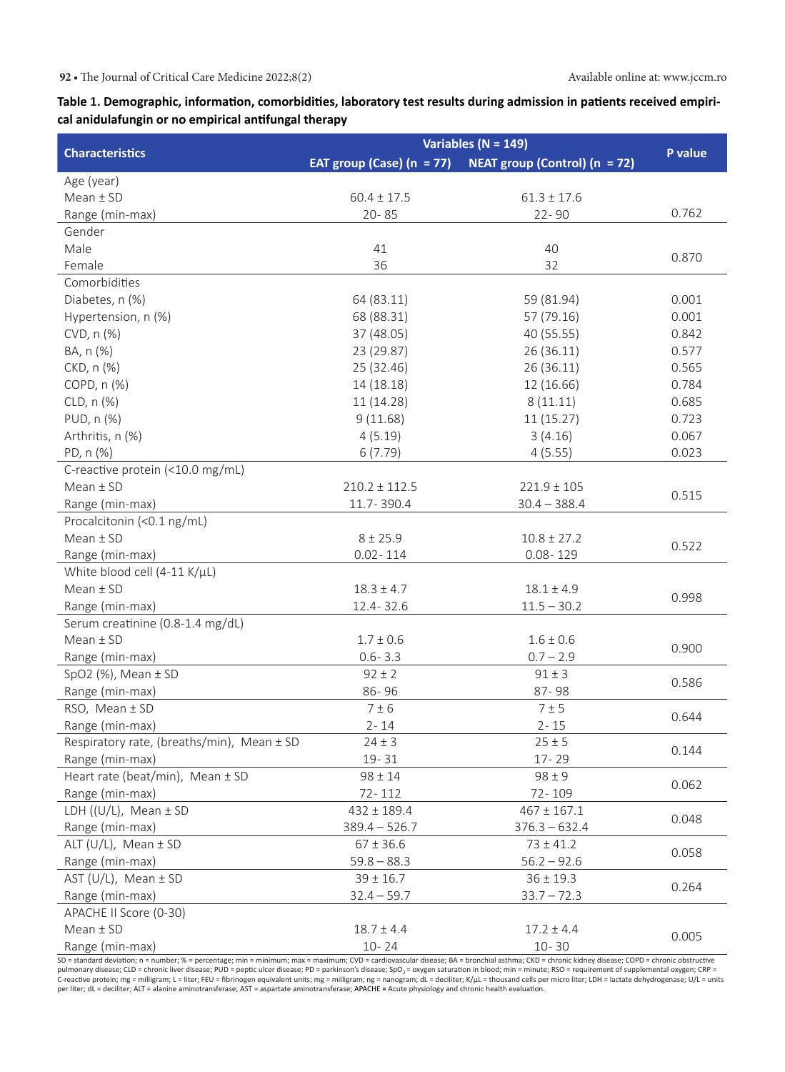**Table 1. Demographic, information, comorbidities, laboratory test results during admission in patients received empirical anidulafungin or no empirical antifungal therapy**

| Characteristics | Variables (N = 149) | | P value |
|---|---|---|---|
| | EAT group (Case) (n = 77) | NEAT group (Control) (n = 72) | |
| Age (year) | | | |
| Mean ± SD | 60.4 ± 17.5 | 61.3 ± 17.6 | |
| Range (min-max) | 20- 85 | 22- 90 | 0.762 |
| Gender | | | |
| Male | 41 | 40 | 0.870 |
| Female | 36 | 32 | |
| Comorbidities | | | |
| Diabetes, n (%) | 64 (83.11) | 59 (81.94) | 0.001 |
| Hypertension, n (%) | 68 (88.31) | 57 (79.16) | 0.001 |
| CVD, n (%) | 37 (48.05) | 40 (55.55) | 0.842 |
| BA, n (%) | 23 (29.87) | 26 (36.11) | 0.577 |
| CKD, n (%) | 25 (32.46) | 26 (36.11) | 0.565 |
| COPD, n (%) | 14 (18.18) | 12 (16.66) | 0.784 |
| CLD, n (%) | 11 (14.28) | 8 (11.11) | 0.685 |
| PUD, n (%) | 9 (11.68) | 11 (15.27) | 0.723 |
| Arthritis, n (%) | 4 (5.19) | 3 (4.16) | 0.067 |
| PD, n (%) | 6 (7.79) | 4 (5.55) | 0.023 |
| C-reactive protein (<10.0 mg/mL) | | | |
| Mean ± SD | 210.2 ± 112.5 | 221.9 ± 105 | 0.515 |
| Range (min-max) | 11.7- 390.4 | 30.4 – 388.4 | |
| Procalcitonin (<0.1 ng/mL) | | | |
| Mean ± SD | 8 ± 25.9 | 10.8 ± 27.2 | 0.522 |
| Range (min-max) | 0.02- 114 | 0.08- 129 | |
| White blood cell (4-11 K/µL) | | | |
| Mean ± SD | 18.3 ± 4.7 | 18.1 ± 4.9 | 0.998 |
| Range (min-max) | 12.4- 32.6 | 11.5 – 30.2 | |
| Serum creatinine (0.8-1.4 mg/dL) | | | |
| Mean ± SD | 1.7 ± 0.6 | 1.6 ± 0.6 | 0.900 |
| Range (min-max) | 0.6- 3.3 | 0.7 – 2.9 | |
| SpO2 (%), Mean ± SD | 92 ± 2 | 91 ± 3 | 0.586 |
| Range (min-max) | 86- 96 | 87- 98 | |
| RSO, Mean ± SD | 7 ± 6 | 7 ± 5 | 0.644 |
| Range (min-max) | 2- 14 | 2- 15 | |
| Respiratory rate, (breaths/min), Mean ± SD | 24 ± 3 | 25 ± 5 | 0.144 |
| Range (min-max) | 19- 31 | 17- 29 | |
| Heart rate (beat/min), Mean ± SD | 98 ± 14 | 98 ± 9 | 0.062 |
| Range (min-max) | 72- 112 | 72- 109 | |
| LDH ((U/L), Mean ± SD | 432 ± 189.4 | 467 ± 167.1 | 0.048 |
| Range (min-max) | 389.4 – 526.7 | 376.3 – 632.4 | |
| ALT (U/L), Mean ± SD | 67 ± 36.6 | 73 ± 41.2 | 0.058 |
| Range (min-max) | 59.8 – 88.3 | 56.2 – 92.6 | |
| AST (U/L), Mean ± SD | 39 ± 16.7 | 36 ± 19.3 | 0.264 |
| Range (min-max) | 32.4 – 59.7 | 33.7 – 72.3 | |
| APACHE II Score (0-30) | | | |
| Mean ± SD | 18.7 ± 4.4 | 17.2 ± 4.4 | 0.005 |
| Range (min-max) | 10- 24 | 10- 30 | |

SD = standard deviation; n = number; % = percentage; min = minimum; max = maximum; CVD = cardiovascular disease; BA = bronchial asthma; CKD = chronic kidney disease; COPD = chronic obstructive pulmonary disease; CLD = chronic liver disease; PUD = peptic ulcer disease; PD = parkinson's disease; $SpO_2$ = oxygen saturation in blood; min = minute; RSO = requirement of supplemental oxygen; CRP = C-reactive protein; mg = milligram; L = liter; FEU = fibrinogen equivalent units; mg = milligram; ng = nanogram; dL = deciliter; K/µL = thousand cells per micro liter; LDH = lactate dehydrogenase; U/L = units per liter; dL = deciliter; ALT = alanine aminotransferase; AST = aspartate aminotransferase; APACHE = Acute physiology and chronic health evaluation.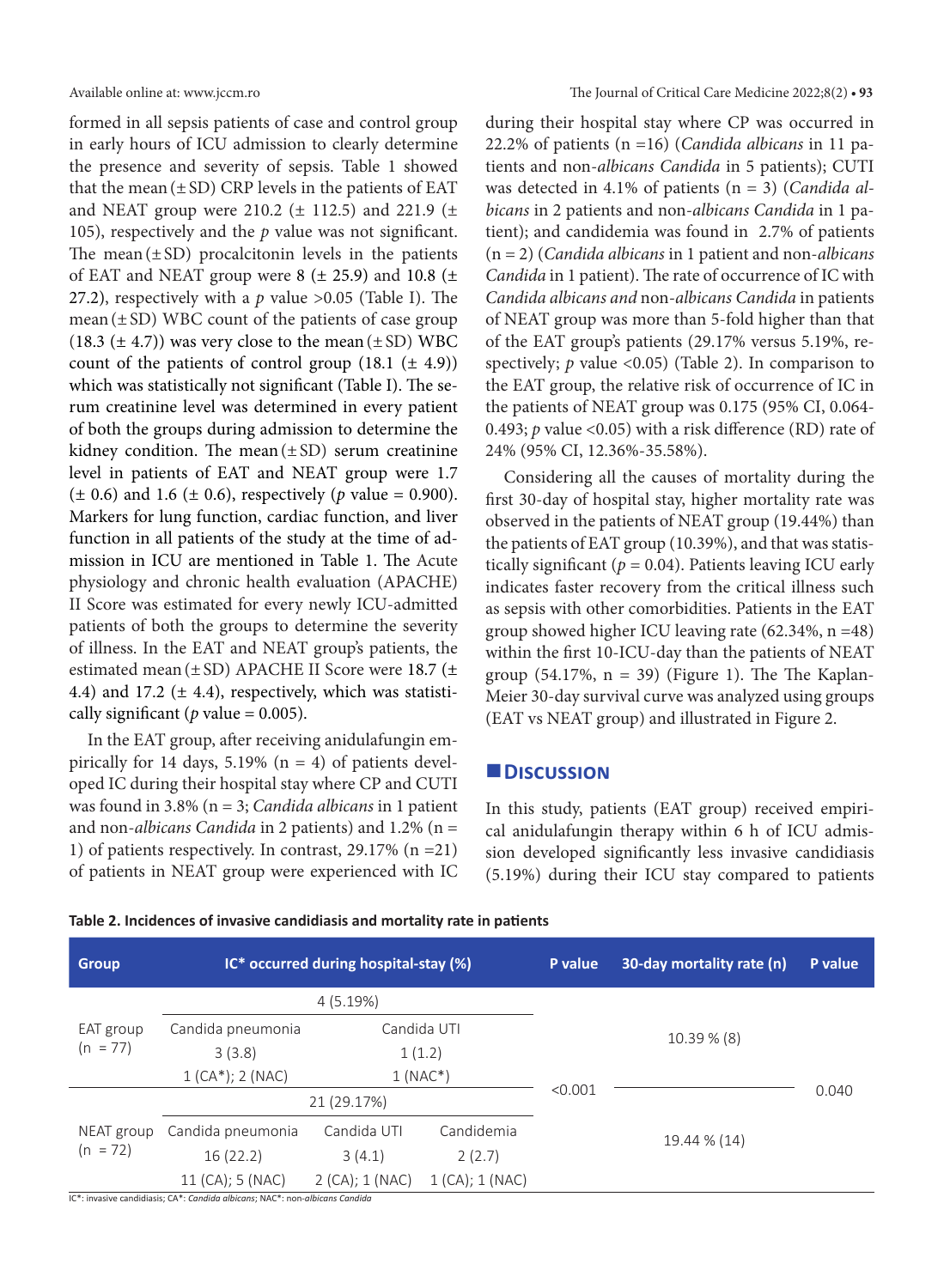formed in all sepsis patients of case and control group in early hours of ICU admission to clearly determine the presence and severity of sepsis. Table 1 showed that the mean (± SD) CRP levels in the patients of EAT and NEAT group were 210.2 (± 112.5) and 221.9 (± 105), respectively and the *p* value was not significant. The mean (± SD) procalcitonin levels in the patients of EAT and NEAT group were 8 (± 25.9) and 10.8 (± 27.2), respectively with a *p* value >0.05 (Table I). The mean (± SD) WBC count of the patients of case group (18.3 (± 4.7)) was very close to the mean (± SD) WBC count of the patients of control group (18.1 (± 4.9)) which was statistically not significant (Table I). The serum creatinine level was determined in every patient of both the groups during admission to determine the kidney condition. The mean (± SD) serum creatinine level in patients of EAT and NEAT group were 1.7 (± 0.6) and 1.6 (± 0.6), respectively (*p* value = 0.900). Markers for lung function, cardiac function, and liver function in all patients of the study at the time of admission in ICU are mentioned in Table 1. The Acute physiology and chronic health evaluation (APACHE) II Score was estimated for every newly ICU-admitted patients of both the groups to determine the severity of illness. In the EAT and NEAT group's patients, the estimated mean (± SD) APACHE II Score were 18.7 (± 4.4) and 17.2 (± 4.4), respectively, which was statistically significant (*p* value = 0.005).

In the EAT group, after receiving anidulafungin empirically for 14 days, 5.19% (n = 4) of patients developed IC during their hospital stay where CP and CUTI was found in 3.8% (n = 3; *Candida albicans* in 1 patient and non-*albicans Candida* in 2 patients) and 1.2% (n = 1) of patients respectively. In contrast, 29.17% (n =21) of patients in NEAT group were experienced with IC during their hospital stay where CP was occurred in 22.2% of patients (n =16) (*Candida albicans* in 11 patients and non-*albicans Candida* in 5 patients); CUTI was detected in 4.1% of patients (n = 3) (*Candida albicans* in 2 patients and non-*albicans Candida* in 1 patient); and candidemia was found in 2.7% of patients (n = 2) (*Candida albicans* in 1 patient and non-*albicans Candida* in 1 patient). The rate of occurrence of IC with *Candida albicans and* non-*albicans Candida* in patients of NEAT group was more than 5-fold higher than that of the EAT group's patients (29.17% versus 5.19%, respectively; *p* value <0.05) (Table 2). In comparison to the EAT group, the relative risk of occurrence of IC in the patients of NEAT group was 0.175 (95% CI, 0.064-0.493; *p* value <0.05) with a risk difference (RD) rate of 24% (95% CI, 12.36%-35.58%).

Considering all the causes of mortality during the first 30-day of hospital stay, higher mortality rate was observed in the patients of NEAT group (19.44%) than the patients of EAT group (10.39%), and that was statistically significant (*p* = 0.04). Patients leaving ICU early indicates faster recovery from the critical illness such as sepsis with other comorbidities. Patients in the EAT group showed higher ICU leaving rate (62.34%, n =48) within the first 10-ICU-day than the patients of NEAT group (54.17%, n = 39) (Figure 1). The The Kaplan-Meier 30-day survival curve was analyzed using groups (EAT vs NEAT group) and illustrated in Figure 2.

## Discussion

In this study, patients (EAT group) received empirical anidulafungin therapy within 6 h of ICU admission developed significantly less invasive candidiasis (5.19%) during their ICU stay compared to patients

**Table 2. Incidences of invasive candidiasis and mortality rate in patients**

| Group | IC* occurred during hospital-stay (%) | | | P value | 30-day mortality rate (n) | P value |
|---|---|---|---|---|---|---|
| EAT group (n = 77) | 4 (5.19%) | | | <0.001 | 10.39 % (8) | 0.040 |
| | Candida pneumonia | Candida UTI | | | | |
| | 3 (3.8) | 1 (1.2) | | | | |
| | 1 (CA*); 2 (NAC) | 1 (NAC*) | | | | |
| NEAT group (n = 72) | 21 (29.17%) | | | | 19.44 % (14) | |
| | Candida pneumonia | Candida UTI | Candidemia | | | |
| | 16 (22.2) | 3 (4.1) | 2 (2.7) | | | |
| | 11 (CA); 5 (NAC) | 2 (CA); 1 (NAC) | 1 (CA); 1 (NAC) | | | |

IC*: invasive candidiasis; CA*: *Candida albicans*; NAC*: non-*albicans Candida*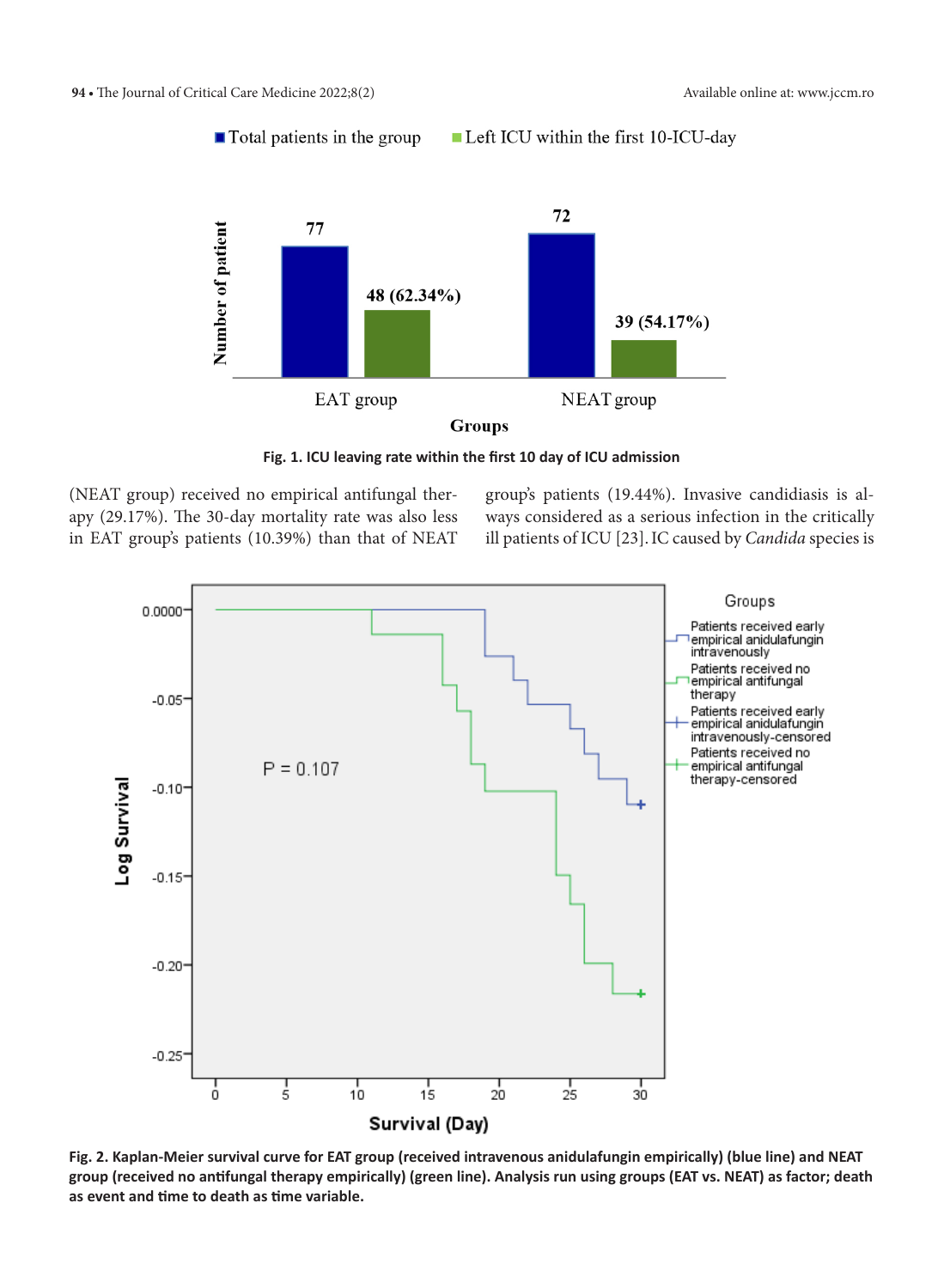Fig. 1. ICU leaving rate within the first 10 day of ICU admission

(NEAT group) received no empirical antifungal therapy (29.17%). The 30-day mortality rate was also less in EAT group's patients (10.39%) than that of NEAT group's patients (19.44%). Invasive candidiasis is always considered as a serious infection in the critically ill patients of ICU [23]. IC caused by *Candida* species is

Fig. 2. Kaplan-Meier survival curve for EAT group (received intravenous anidulafungin empirically) (blue line) and NEAT group (received no antifungal therapy empirically) (green line). Analysis run using groups (EAT vs. NEAT) as factor; death as event and time to death as time variable.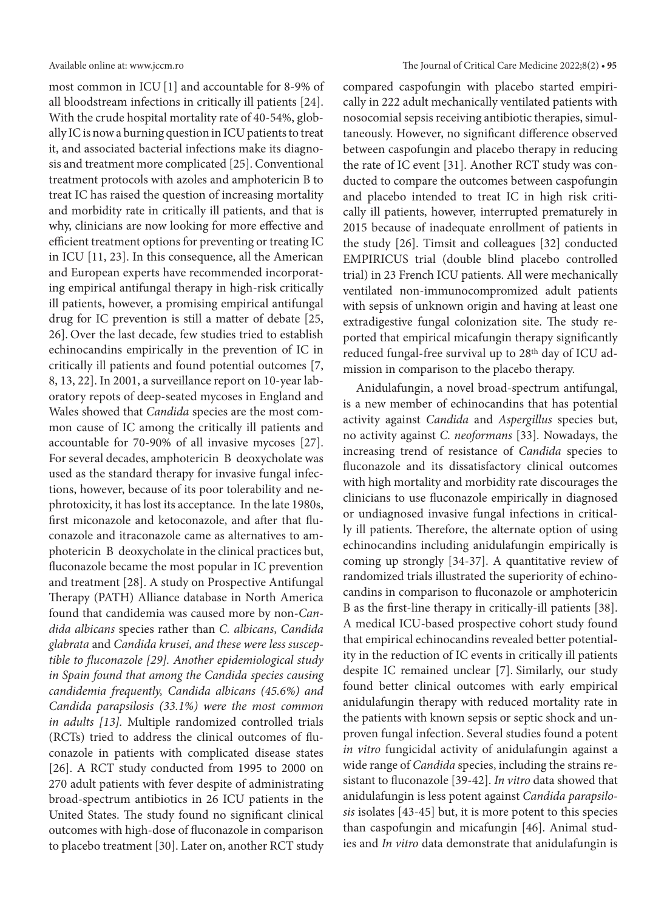most common in ICU [1] and accountable for 8-9% of all bloodstream infections in critically ill patients [24]. With the crude hospital mortality rate of 40-54%, globally IC is now a burning question in ICU patients to treat it, and associated bacterial infections make its diagnosis and treatment more complicated [25]. Conventional treatment protocols with azoles and amphotericin B to treat IC has raised the question of increasing mortality and morbidity rate in critically ill patients, and that is why, clinicians are now looking for more effective and efficient treatment options for preventing or treating IC in ICU [11, 23]. In this consequence, all the American and European experts have recommended incorporating empirical antifungal therapy in high-risk critically ill patients, however, a promising empirical antifungal drug for IC prevention is still a matter of debate [25, 26]. Over the last decade, few studies tried to establish echinocandins empirically in the prevention of IC in critically ill patients and found potential outcomes [7, 8, 13, 22]. In 2001, a surveillance report on 10-year laboratory repots of deep-seated mycoses in England and Wales showed that *Candida* species are the most common cause of IC among the critically ill patients and accountable for 70-90% of all invasive mycoses [27]. For several decades, amphotericin B deoxycholate was used as the standard therapy for invasive fungal infections, however, because of its poor tolerability and nephrotoxicity, it has lost its acceptance. In the late 1980s, first miconazole and ketoconazole, and after that fluconazole and itraconazole came as alternatives to amphotericin B deoxycholate in the clinical practices but, fluconazole became the most popular in IC prevention and treatment [28]. A study on Prospective Antifungal Therapy (PATH) Alliance database in North America found that candidemia was caused more by non-*Candida albicans* species rather than *C. albicans*, *Candida glabrata* and *Candida krusei, and these were less susceptible to fluconazole [29]. Another epidemiological study in Spain found that among the Candida species causing candidemia frequently, Candida albicans (45.6%) and Candida parapsilosis (33.1%) were the most common in adults [13].* Multiple randomized controlled trials (RCTs) tried to address the clinical outcomes of fluconazole in patients with complicated disease states [26]. A RCT study conducted from 1995 to 2000 on 270 adult patients with fever despite of administrating broad-spectrum antibiotics in 26 ICU patients in the United States. The study found no significant clinical outcomes with high-dose of fluconazole in comparison to placebo treatment [30]. Later on, another RCT study compared caspofungin with placebo started empirically in 222 adult mechanically ventilated patients with nosocomial sepsis receiving antibiotic therapies, simultaneously. However, no significant difference observed between caspofungin and placebo therapy in reducing the rate of IC event [31]. Another RCT study was conducted to compare the outcomes between caspofungin and placebo intended to treat IC in high risk critically ill patients, however, interrupted prematurely in 2015 because of inadequate enrollment of patients in the study [26]. Timsit and colleagues [32] conducted EMPIRICUS trial (double blind placebo controlled trial) in 23 French ICU patients. All were mechanically ventilated non-immunocompromized adult patients with sepsis of unknown origin and having at least one extradigestive fungal colonization site. The study reported that empirical micafungin therapy significantly reduced fungal-free survival up to 28th day of ICU admission in comparison to the placebo therapy.

Anidulafungin, a novel broad-spectrum antifungal, is a new member of echinocandins that has potential activity against *Candida* and *Aspergillus* species but, no activity against *C. neoformans* [33]. Nowadays, the increasing trend of resistance of *Candida* species to fluconazole and its dissatisfactory clinical outcomes with high mortality and morbidity rate discourages the clinicians to use fluconazole empirically in diagnosed or undiagnosed invasive fungal infections in critically ill patients. Therefore, the alternate option of using echinocandins including anidulafungin empirically is coming up strongly [34-37]. A quantitative review of randomized trials illustrated the superiority of echinocandins in comparison to fluconazole or amphotericin B as the first-line therapy in critically-ill patients [38]. A medical ICU-based prospective cohort study found that empirical echinocandins revealed better potentiality in the reduction of IC events in critically ill patients despite IC remained unclear [7]. Similarly, our study found better clinical outcomes with early empirical anidulafungin therapy with reduced mortality rate in the patients with known sepsis or septic shock and unproven fungal infection. Several studies found a potent *in vitro* fungicidal activity of anidulafungin against a wide range of *Candida* species, including the strains resistant to fluconazole [39-42]. *In vitro* data showed that anidulafungin is less potent against *Candida parapsilosis* isolates [43-45] but, it is more potent to this species than caspofungin and micafungin [46]. Animal studies and *In vitro* data demonstrate that anidulafungin is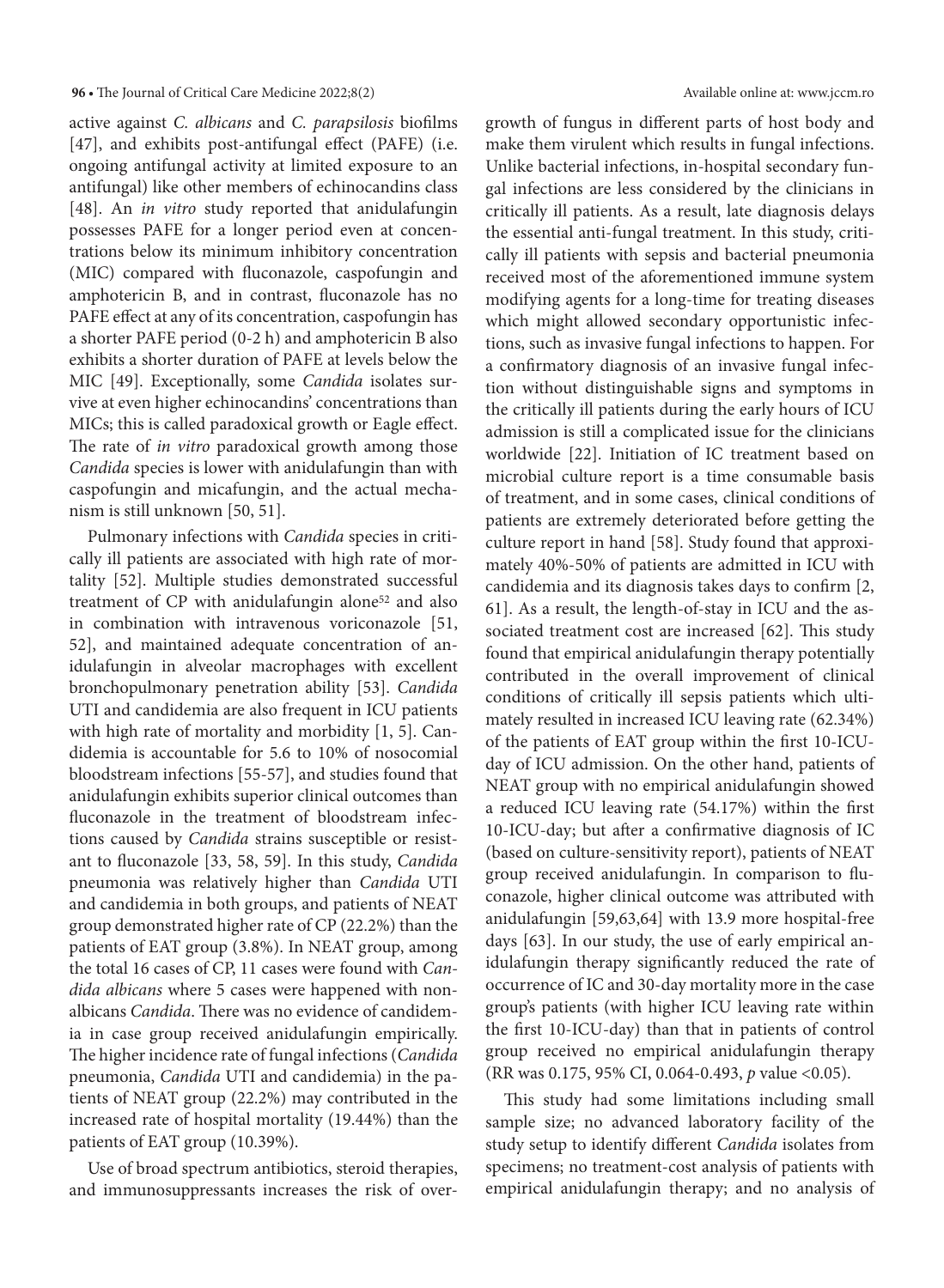active against *C. albicans* and *C. parapsilosis* biofilms [47], and exhibits post-antifungal effect (PAFE) (i.e. ongoing antifungal activity at limited exposure to an antifungal) like other members of echinocandins class [48]. An *in vitro* study reported that anidulafungin possesses PAFE for a longer period even at concentrations below its minimum inhibitory concentration (MIC) compared with fluconazole, caspofungin and amphotericin B, and in contrast, fluconazole has no PAFE effect at any of its concentration, caspofungin has a shorter PAFE period (0-2 h) and amphotericin B also exhibits a shorter duration of PAFE at levels below the MIC [49]. Exceptionally, some *Candida* isolates survive at even higher echinocandins' concentrations than MICs; this is called paradoxical growth or Eagle effect. The rate of *in vitro* paradoxical growth among those *Candida* species is lower with anidulafungin than with caspofungin and micafungin, and the actual mechanism is still unknown [50, 51].

Pulmonary infections with *Candida* species in critically ill patients are associated with high rate of mortality [52]. Multiple studies demonstrated successful treatment of CP with anidulafungin alone[52] and also in combination with intravenous voriconazole [51, 52], and maintained adequate concentration of anidulafungin in alveolar macrophages with excellent bronchopulmonary penetration ability [53]. *Candida* UTI and candidemia are also frequent in ICU patients with high rate of mortality and morbidity [1, 5]. Candidemia is accountable for 5.6 to 10% of nosocomial bloodstream infections [55-57], and studies found that anidulafungin exhibits superior clinical outcomes than fluconazole in the treatment of bloodstream infections caused by *Candida* strains susceptible or resistant to fluconazole [33, 58, 59]. In this study, *Candida* pneumonia was relatively higher than *Candida* UTI and candidemia in both groups, and patients of NEAT group demonstrated higher rate of CP (22.2%) than the patients of EAT group (3.8%). In NEAT group, among the total 16 cases of CP, 11 cases were found with *Candida albicans* where 5 cases were happened with non-albicans *Candida*. There was no evidence of candidemia in case group received anidulafungin empirically. The higher incidence rate of fungal infections (*Candida* pneumonia, *Candida* UTI and candidemia) in the patients of NEAT group (22.2%) may contributed in the increased rate of hospital mortality (19.44%) than the patients of EAT group (10.39%).

Use of broad spectrum antibiotics, steroid therapies, and immunosuppressants increases the risk of overgrowth of fungus in different parts of host body and make them virulent which results in fungal infections. Unlike bacterial infections, in-hospital secondary fungal infections are less considered by the clinicians in critically ill patients. As a result, late diagnosis delays the essential anti-fungal treatment. In this study, critically ill patients with sepsis and bacterial pneumonia received most of the aforementioned immune system modifying agents for a long-time for treating diseases which might allowed secondary opportunistic infections, such as invasive fungal infections to happen. For a confirmatory diagnosis of an invasive fungal infection without distinguishable signs and symptoms in the critically ill patients during the early hours of ICU admission is still a complicated issue for the clinicians worldwide [22]. Initiation of IC treatment based on microbial culture report is a time consumable basis of treatment, and in some cases, clinical conditions of patients are extremely deteriorated before getting the culture report in hand [58]. Study found that approximately 40%-50% of patients are admitted in ICU with candidemia and its diagnosis takes days to confirm [2, 61]. As a result, the length-of-stay in ICU and the associated treatment cost are increased [62]. This study found that empirical anidulafungin therapy potentially contributed in the overall improvement of clinical conditions of critically ill sepsis patients which ultimately resulted in increased ICU leaving rate (62.34%) of the patients of EAT group within the first 10-ICU-day of ICU admission. On the other hand, patients of NEAT group with no empirical anidulafungin showed a reduced ICU leaving rate (54.17%) within the first 10-ICU-day; but after a confirmative diagnosis of IC (based on culture-sensitivity report), patients of NEAT group received anidulafungin. In comparison to fluconazole, higher clinical outcome was attributed with anidulafungin [59,63,64] with 13.9 more hospital-free days [63]. In our study, the use of early empirical anidulafungin therapy significantly reduced the rate of occurrence of IC and 30-day mortality more in the case group's patients (with higher ICU leaving rate within the first 10-ICU-day) than that in patients of control group received no empirical anidulafungin therapy (RR was 0.175, 95% CI, 0.064-0.493, *p* value <0.05).

This study had some limitations including small sample size; no advanced laboratory facility of the study setup to identify different *Candida* isolates from specimens; no treatment-cost analysis of patients with empirical anidulafungin therapy; and no analysis of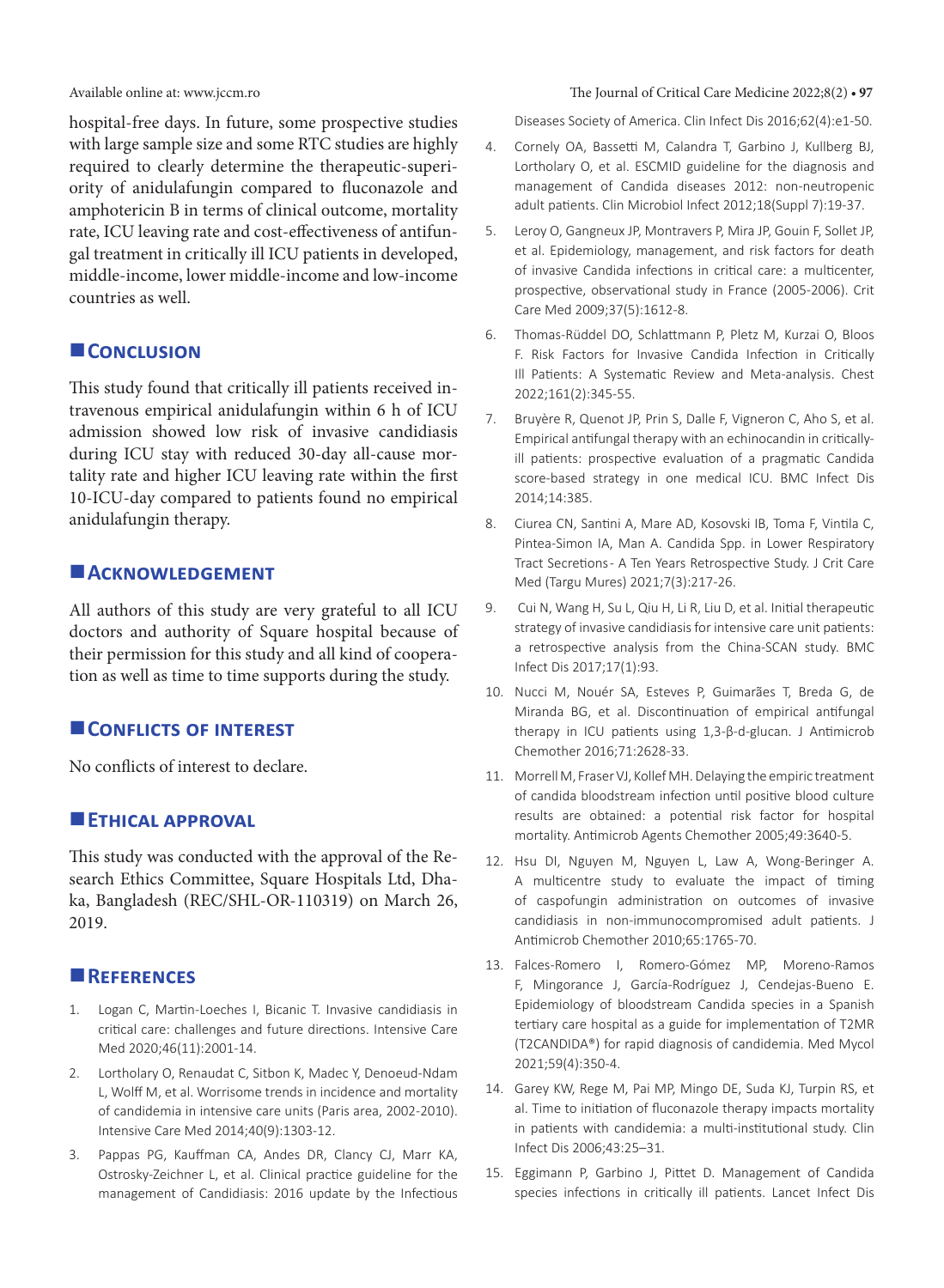hospital-free days. In future, some prospective studies with large sample size and some RTC studies are highly required to clearly determine the therapeutic-superiority of anidulafungin compared to fluconazole and amphotericin B in terms of clinical outcome, mortality rate, ICU leaving rate and cost-effectiveness of antifungal treatment in critically ill ICU patients in developed, middle-income, lower middle-income and low-income countries as well.

## Conclusion

This study found that critically ill patients received intravenous empirical anidulafungin within 6 h of ICU admission showed low risk of invasive candidiasis during ICU stay with reduced 30-day all-cause mortality rate and higher ICU leaving rate within the first 10-ICU-day compared to patients found no empirical anidulafungin therapy.

## Acknowledgement

All authors of this study are very grateful to all ICU doctors and authority of Square hospital because of their permission for this study and all kind of cooperation as well as time to time supports during the study.

## Conflicts of interest

No conflicts of interest to declare.

## Ethical approval

This study was conducted with the approval of the Research Ethics Committee, Square Hospitals Ltd, Dhaka, Bangladesh (REC/SHL-OR-110319) on March 26, 2019.

## References

1. Logan C, Martin-Loeches I, Bicanic T. Invasive candidiasis in critical care: challenges and future directions. Intensive Care Med 2020;46(11):2001-14.
2. Lortholary O, Renaudat C, Sitbon K, Madec Y, Denoeud-Ndam L, Wolff M, et al. Worrisome trends in incidence and mortality of candidemia in intensive care units (Paris area, 2002-2010). Intensive Care Med 2014;40(9):1303-12.
3. Pappas PG, Kauffman CA, Andes DR, Clancy CJ, Marr KA, Ostrosky-Zeichner L, et al. Clinical practice guideline for the management of Candidiasis: 2016 update by the Infectious Diseases Society of America. Clin Infect Dis 2016;62(4):e1-50.
4. Cornely OA, Bassetti M, Calandra T, Garbino J, Kullberg BJ, Lortholary O, et al. ESCMID guideline for the diagnosis and management of Candida diseases 2012: non-neutropenic adult patients. Clin Microbiol Infect 2012;18(Suppl 7):19-37.
5. Leroy O, Gangneux JP, Montravers P, Mira JP, Gouin F, Sollet JP, et al. Epidemiology, management, and risk factors for death of invasive Candida infections in critical care: a multicenter, prospective, observational study in France (2005-2006). Crit Care Med 2009;37(5):1612-8.
6. Thomas-Rüddel DO, Schlattmann P, Pletz M, Kurzai O, Bloos F. Risk Factors for Invasive Candida Infection in Critically Ill Patients: A Systematic Review and Meta-analysis. Chest 2022;161(2):345-55.
7. Bruyère R, Quenot JP, Prin S, Dalle F, Vigneron C, Aho S, et al. Empirical antifungal therapy with an echinocandin in critically-ill patients: prospective evaluation of a pragmatic Candida score-based strategy in one medical ICU. BMC Infect Dis 2014;14:385.
8. Ciurea CN, Santini A, Mare AD, Kosovski IB, Toma F, Vintila C, Pintea-Simon IA, Man A. Candida Spp. in Lower Respiratory Tract Secretions - A Ten Years Retrospective Study. J Crit Care Med (Targu Mures) 2021;7(3):217-26.
9. Cui N, Wang H, Su L, Qiu H, Li R, Liu D, et al. Initial therapeutic strategy of invasive candidiasis for intensive care unit patients: a retrospective analysis from the China-SCAN study. BMC Infect Dis 2017;17(1):93.
10. Nucci M, Nouér SA, Esteves P, Guimarães T, Breda G, de Miranda BG, et al. Discontinuation of empirical antifungal therapy in ICU patients using 1,3-β-d-glucan. J Antimicrob Chemother 2016;71:2628-33.
11. Morrell M, Fraser VJ, Kollef MH. Delaying the empiric treatment of candida bloodstream infection until positive blood culture results are obtained: a potential risk factor for hospital mortality. Antimicrob Agents Chemother 2005;49:3640-5.
12. Hsu DI, Nguyen M, Nguyen L, Law A, Wong-Beringer A. A multicentre study to evaluate the impact of timing of caspofungin administration on outcomes of invasive candidiasis in non-immunocompromised adult patients. J Antimicrob Chemother 2010;65:1765-70.
13. Falces-Romero I, Romero-Gómez MP, Moreno-Ramos F, Mingorance J, García-Rodríguez J, Cendejas-Bueno E. Epidemiology of bloodstream Candida species in a Spanish tertiary care hospital as a guide for implementation of T2MR (T2CANDIDA®) for rapid diagnosis of candidemia. Med Mycol 2021;59(4):350-4.
14. Garey KW, Rege M, Pai MP, Mingo DE, Suda KJ, Turpin RS, et al. Time to initiation of fluconazole therapy impacts mortality in patients with candidemia: a multi-institutional study. Clin Infect Dis 2006;43:25–31.
15. Eggimann P, Garbino J, Pittet D. Management of Candida species infections in critically ill patients. Lancet Infect Dis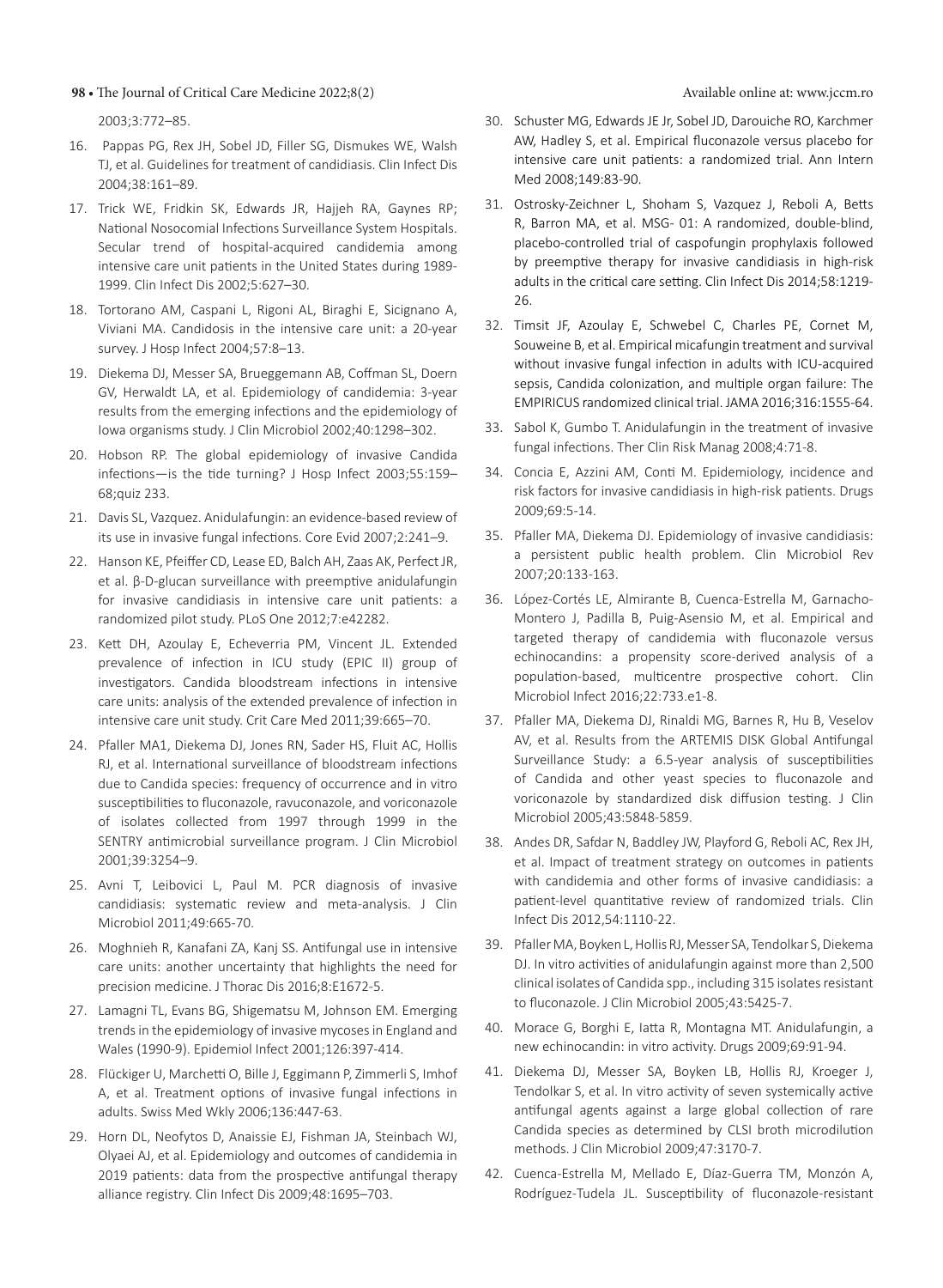2003;3:772–85.

16. Pappas PG, Rex JH, Sobel JD, Filler SG, Dismukes WE, Walsh TJ, et al. Guidelines for treatment of candidiasis. Clin Infect Dis 2004;38:161–89.
17. Trick WE, Fridkin SK, Edwards JR, Hajjeh RA, Gaynes RP; National Nosocomial Infections Surveillance System Hospitals. Secular trend of hospital-acquired candidemia among intensive care unit patients in the United States during 1989-1999. Clin Infect Dis 2002;5:627–30.
18. Tortorano AM, Caspani L, Rigoni AL, Biraghi E, Sicignano A, Viviani MA. Candidosis in the intensive care unit: a 20-year survey. J Hosp Infect 2004;57:8–13.
19. Diekema DJ, Messer SA, Brueggemann AB, Coffman SL, Doern GV, Herwaldt LA, et al. Epidemiology of candidemia: 3-year results from the emerging infections and the epidemiology of Iowa organisms study. J Clin Microbiol 2002;40:1298–302.
20. Hobson RP. The global epidemiology of invasive Candida infections—is the tide turning? J Hosp Infect 2003;55:159–68;quiz 233.
21. Davis SL, Vazquez. Anidulafungin: an evidence-based review of its use in invasive fungal infections. Core Evid 2007;2:241–9.
22. Hanson KE, Pfeiffer CD, Lease ED, Balch AH, Zaas AK, Perfect JR, et al. β-D-glucan surveillance with preemptive anidulafungin for invasive candidiasis in intensive care unit patients: a randomized pilot study. PLoS One 2012;7:e42282.
23. Kett DH, Azoulay E, Echeverria PM, Vincent JL. Extended prevalence of infection in ICU study (EPIC II) group of investigators. Candida bloodstream infections in intensive care units: analysis of the extended prevalence of infection in intensive care unit study. Crit Care Med 2011;39:665–70.
24. Pfaller MA1, Diekema DJ, Jones RN, Sader HS, Fluit AC, Hollis RJ, et al. International surveillance of bloodstream infections due to Candida species: frequency of occurrence and in vitro susceptibilities to fluconazole, ravuconazole, and voriconazole of isolates collected from 1997 through 1999 in the SENTRY antimicrobial surveillance program. J Clin Microbiol 2001;39:3254–9.
25. Avni T, Leibovici L, Paul M. PCR diagnosis of invasive candidiasis: systematic review and meta-analysis. J Clin Microbiol 2011;49:665-70.
26. Moghnieh R, Kanafani ZA, Kanj SS. Antifungal use in intensive care units: another uncertainty that highlights the need for precision medicine. J Thorac Dis 2016;8:E1672-5.
27. Lamagni TL, Evans BG, Shigematsu M, Johnson EM. Emerging trends in the epidemiology of invasive mycoses in England and Wales (1990-9). Epidemiol Infect 2001;126:397-414.
28. Flückiger U, Marchetti O, Bille J, Eggimann P, Zimmerli S, Imhof A, et al. Treatment options of invasive fungal infections in adults. Swiss Med Wkly 2006;136:447-63.
29. Horn DL, Neofytos D, Anaissie EJ, Fishman JA, Steinbach WJ, Olyaei AJ, et al. Epidemiology and outcomes of candidemia in 2019 patients: data from the prospective antifungal therapy alliance registry. Clin Infect Dis 2009;48:1695–703.
30. Schuster MG, Edwards JE Jr, Sobel JD, Darouiche RO, Karchmer AW, Hadley S, et al. Empirical fluconazole versus placebo for intensive care unit patients: a randomized trial. Ann Intern Med 2008;149:83-90.
31. Ostrosky-Zeichner L, Shoham S, Vazquez J, Reboli A, Betts R, Barron MA, et al. MSG- 01: A randomized, double-blind, placebo-controlled trial of caspofungin prophylaxis followed by preemptive therapy for invasive candidiasis in high-risk adults in the critical care setting. Clin Infect Dis 2014;58:1219-26.
32. Timsit JF, Azoulay E, Schwebel C, Charles PE, Cornet M, Souweine B, et al. Empirical micafungin treatment and survival without invasive fungal infection in adults with ICU-acquired sepsis, Candida colonization, and multiple organ failure: The EMPIRICUS randomized clinical trial. JAMA 2016;316:1555-64.
33. Sabol K, Gumbo T. Anidulafungin in the treatment of invasive fungal infections. Ther Clin Risk Manag 2008;4:71-8.
34. Concia E, Azzini AM, Conti M. Epidemiology, incidence and risk factors for invasive candidiasis in high-risk patients. Drugs 2009;69:5-14.
35. Pfaller MA, Diekema DJ. Epidemiology of invasive candidiasis: a persistent public health problem. Clin Microbiol Rev 2007;20:133-163.
36. López-Cortés LE, Almirante B, Cuenca-Estrella M, Garnacho-Montero J, Padilla B, Puig-Asensio M, et al. Empirical and targeted therapy of candidemia with fluconazole versus echinocandins: a propensity score-derived analysis of a population-based, multicentre prospective cohort. Clin Microbiol Infect 2016;22:733.e1-8.
37. Pfaller MA, Diekema DJ, Rinaldi MG, Barnes R, Hu B, Veselov AV, et al. Results from the ARTEMIS DISK Global Antifungal Surveillance Study: a 6.5-year analysis of susceptibilities of Candida and other yeast species to fluconazole and voriconazole by standardized disk diffusion testing. J Clin Microbiol 2005;43:5848-5859.
38. Andes DR, Safdar N, Baddley JW, Playford G, Reboli AC, Rex JH, et al. Impact of treatment strategy on outcomes in patients with candidemia and other forms of invasive candidiasis: a patient-level quantitative review of randomized trials. Clin Infect Dis 2012,54:1110-22.
39. Pfaller MA, Boyken L, Hollis RJ, Messer SA, Tendolkar S, Diekema DJ. In vitro activities of anidulafungin against more than 2,500 clinical isolates of Candida spp., including 315 isolates resistant to fluconazole. J Clin Microbiol 2005;43:5425-7.
40. Morace G, Borghi E, Iatta R, Montagna MT. Anidulafungin, a new echinocandin: in vitro activity. Drugs 2009;69:91-94.
41. Diekema DJ, Messer SA, Boyken LB, Hollis RJ, Kroeger J, Tendolkar S, et al. In vitro activity of seven systemically active antifungal agents against a large global collection of rare Candida species as determined by CLSI broth microdilution methods. J Clin Microbiol 2009;47:3170-7.
42. Cuenca-Estrella M, Mellado E, Díaz-Guerra TM, Monzón A, Rodríguez-Tudela JL. Susceptibility of fluconazole-resistant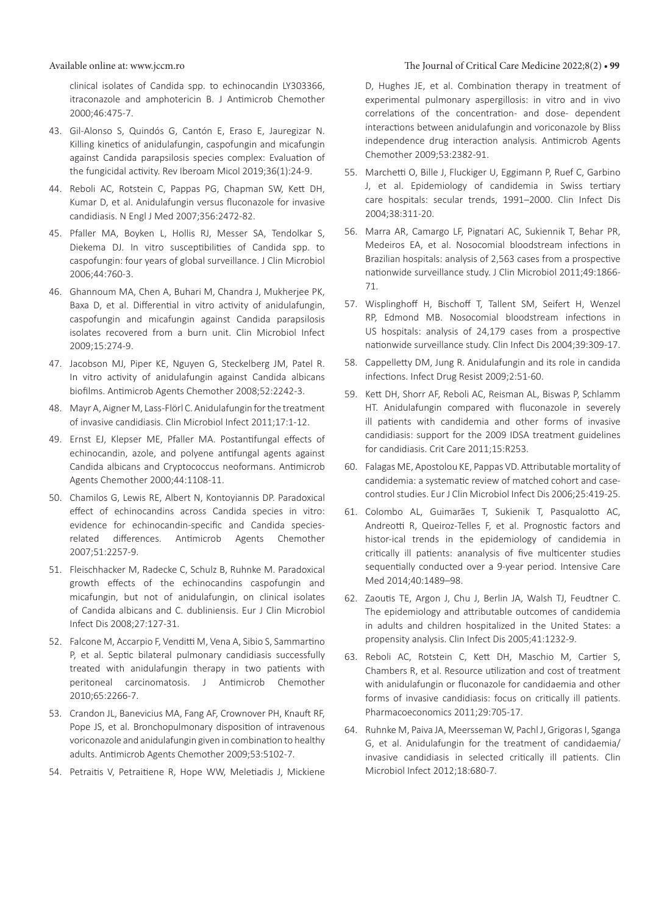clinical isolates of Candida spp. to echinocandin LY303366, itraconazole and amphotericin B. J Antimicrob Chemother 2000;46:475-7.

43. Gil-Alonso S, Quindós G, Cantón E, Eraso E, Jauregizar N. Killing kinetics of anidulafungin, caspofungin and micafungin against Candida parapsilosis species complex: Evaluation of the fungicidal activity. Rev Iberoam Micol 2019;36(1):24-9.
44. Reboli AC, Rotstein C, Pappas PG, Chapman SW, Kett DH, Kumar D, et al. Anidulafungin versus fluconazole for invasive candidiasis. N Engl J Med 2007;356:2472-82.
45. Pfaller MA, Boyken L, Hollis RJ, Messer SA, Tendolkar S, Diekema DJ. In vitro susceptibilities of Candida spp. to caspofungin: four years of global surveillance. J Clin Microbiol 2006;44:760-3.
46. Ghannoum MA, Chen A, Buhari M, Chandra J, Mukherjee PK, Baxa D, et al. Differential in vitro activity of anidulafungin, caspofungin and micafungin against Candida parapsilosis isolates recovered from a burn unit. Clin Microbiol Infect 2009;15:274-9.
47. Jacobson MJ, Piper KE, Nguyen G, Steckelberg JM, Patel R. In vitro activity of anidulafungin against Candida albicans biofilms. Antimicrob Agents Chemother 2008;52:2242-3.
48. Mayr A, Aigner M, Lass-Flörl C. Anidulafungin for the treatment of invasive candidiasis. Clin Microbiol Infect 2011;17:1-12.
49. Ernst EJ, Klepser ME, Pfaller MA. Postantifungal effects of echinocandin, azole, and polyene antifungal agents against Candida albicans and Cryptococcus neoformans. Antimicrob Agents Chemother 2000;44:1108-11.
50. Chamilos G, Lewis RE, Albert N, Kontoyiannis DP. Paradoxical effect of echinocandins across Candida species in vitro: evidence for echinocandin-specific and Candida species-related differences. Antimicrob Agents Chemother 2007;51:2257-9.
51. Fleischhacker M, Radecke C, Schulz B, Ruhnke M. Paradoxical growth effects of the echinocandins caspofungin and micafungin, but not of anidulafungin, on clinical isolates of Candida albicans and C. dubliniensis. Eur J Clin Microbiol Infect Dis 2008;27:127-31.
52. Falcone M, Accarpio F, Venditti M, Vena A, Sibio S, Sammartino P, et al. Septic bilateral pulmonary candidiasis successfully treated with anidulafungin therapy in two patients with peritoneal carcinomatosis. J Antimicrob Chemother 2010;65:2266-7.
53. Crandon JL, Banevicius MA, Fang AF, Crownover PH, Knauft RF, Pope JS, et al. Bronchopulmonary disposition of intravenous voriconazole and anidulafungin given in combination to healthy adults. Antimicrob Agents Chemother 2009;53:5102-7.
54. Petraitis V, Petraitiene R, Hope WW, Meletiadis J, Mickiene D, Hughes JE, et al. Combination therapy in treatment of experimental pulmonary aspergillosis: in vitro and in vivo correlations of the concentration- and dose- dependent interactions between anidulafungin and voriconazole by Bliss independence drug interaction analysis. Antimicrob Agents Chemother 2009;53:2382-91.
55. Marchetti O, Bille J, Fluckiger U, Eggimann P, Ruef C, Garbino J, et al. Epidemiology of candidemia in Swiss tertiary care hospitals: secular trends, 1991–2000. Clin Infect Dis 2004;38:311-20.
56. Marra AR, Camargo LF, Pignatari AC, Sukiennik T, Behar PR, Medeiros EA, et al. Nosocomial bloodstream infections in Brazilian hospitals: analysis of 2,563 cases from a prospective nationwide surveillance study. J Clin Microbiol 2011;49:1866-71.
57. Wisplinghoff H, Bischoff T, Tallent SM, Seifert H, Wenzel RP, Edmond MB. Nosocomial bloodstream infections in US hospitals: analysis of 24,179 cases from a prospective nationwide surveillance study. Clin Infect Dis 2004;39:309-17.
58. Cappelletty DM, Jung R. Anidulafungin and its role in candida infections. Infect Drug Resist 2009;2:51-60.
59. Kett DH, Shorr AF, Reboli AC, Reisman AL, Biswas P, Schlamm HT. Anidulafungin compared with fluconazole in severely ill patients with candidemia and other forms of invasive candidiasis: support for the 2009 IDSA treatment guidelines for candidiasis. Crit Care 2011;15:R253.
60. Falagas ME, Apostolou KE, Pappas VD. Attributable mortality of candidemia: a systematic review of matched cohort and case-control studies. Eur J Clin Microbiol Infect Dis 2006;25:419-25.
61. Colombo AL, Guimarães T, Sukienik T, Pasqualotto AC, Andreotti R, Queiroz-Telles F, et al. Prognostic factors and histor-ical trends in the epidemiology of candidemia in critically ill patients: ananalysis of five multicenter studies sequentially conducted over a 9-year period. Intensive Care Med 2014;40:1489–98.
62. Zaoutis TE, Argon J, Chu J, Berlin JA, Walsh TJ, Feudtner C. The epidemiology and attributable outcomes of candidemia in adults and children hospitalized in the United States: a propensity analysis. Clin Infect Dis 2005;41:1232-9.
63. Reboli AC, Rotstein C, Kett DH, Maschio M, Cartier S, Chambers R, et al. Resource utilization and cost of treatment with anidulafungin or fluconazole for candidaemia and other forms of invasive candidiasis: focus on critically ill patients. Pharmacoeconomics 2011;29:705-17.
64. Ruhnke M, Paiva JA, Meersseman W, Pachl J, Grigoras I, Sganga G, et al. Anidulafungin for the treatment of candidaemia/invasive candidiasis in selected critically ill patients. Clin Microbiol Infect 2012;18:680-7.